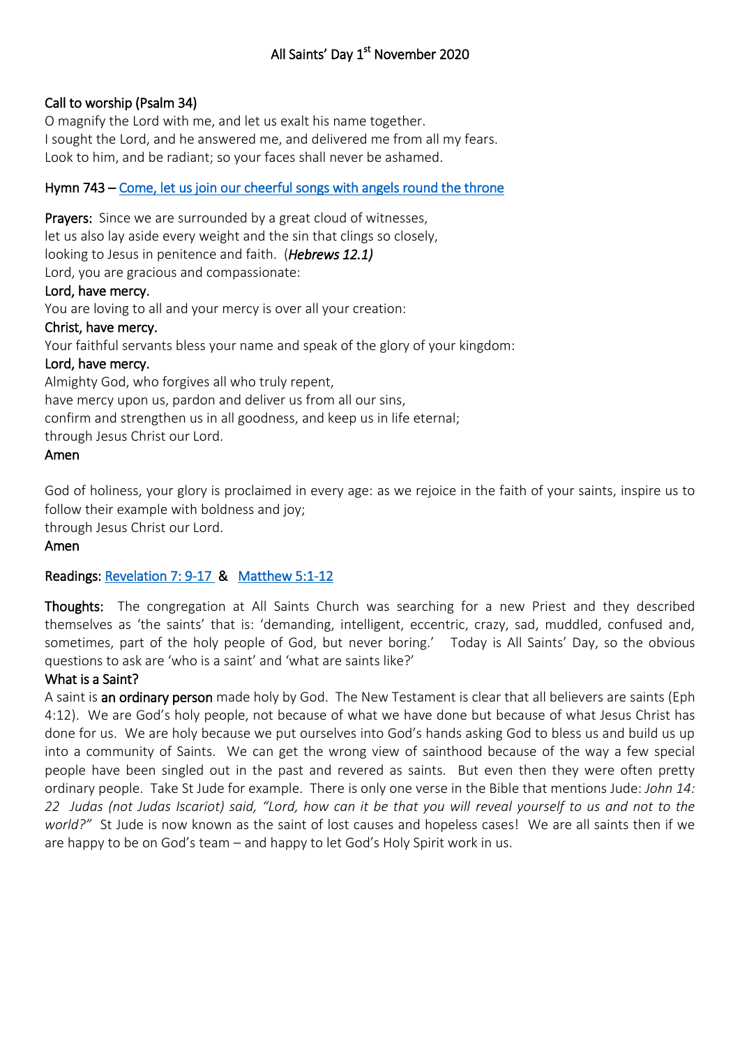# All Saints' Day 1st November 2020

**Call to worship (Psalm 34)**

O magnify the Lord with me, and let us exalt his name together.
I sought the Lord, and he answered me, and delivered me from all my fears.
Look to him, and be radiant; so your faces shall never be ashamed.

**Hymn 743 –** Come, let us join our cheerful songs with angels round the throne

**Prayers:** Since we are surrounded by a great cloud of witnesses,
let us also lay aside every weight and the sin that clings so closely,
looking to Jesus in penitence and faith. (***Hebrews 12.1)***
Lord, you are gracious and compassionate:
**Lord, have mercy.**
You are loving to all and your mercy is over all your creation:
**Christ, have mercy.**
Your faithful servants bless your name and speak of the glory of your kingdom:
**Lord, have mercy.**
Almighty God, who forgives all who truly repent,
have mercy upon us, pardon and deliver us from all our sins,
confirm and strengthen us in all goodness, and keep us in life eternal;
through Jesus Christ our Lord.
**Amen**

God of holiness, your glory is proclaimed in every age: as we rejoice in the faith of your saints, inspire us to follow their example with boldness and joy;
through Jesus Christ our Lord.
**Amen**

**Readings:** Revelation 7: 9-17 & Matthew 5:1-12

**Thoughts:** The congregation at All Saints Church was searching for a new Priest and they described themselves as 'the saints' that is: 'demanding, intelligent, eccentric, crazy, sad, muddled, confused and, sometimes, part of the holy people of God, but never boring.' Today is All Saints' Day, so the obvious questions to ask are 'who is a saint' and 'what are saints like?'

**What is a Saint?**

A saint is **an ordinary person** made holy by God. The New Testament is clear that all believers are saints (Eph 4:12). We are God's holy people, not because of what we have done but because of what Jesus Christ has done for us. We are holy because we put ourselves into God's hands asking God to bless us and build us up into a community of Saints. We can get the wrong view of sainthood because of the way a few special people have been singled out in the past and revered as saints. But even then they were often pretty ordinary people. Take St Jude for example. There is only one verse in the Bible that mentions Jude: *John 14: 22 Judas (not Judas Iscariot) said, "Lord, how can it be that you will reveal yourself to us and not to the world?"* St Jude is now known as the saint of lost causes and hopeless cases! We are all saints then if we are happy to be on God's team – and happy to let God's Holy Spirit work in us.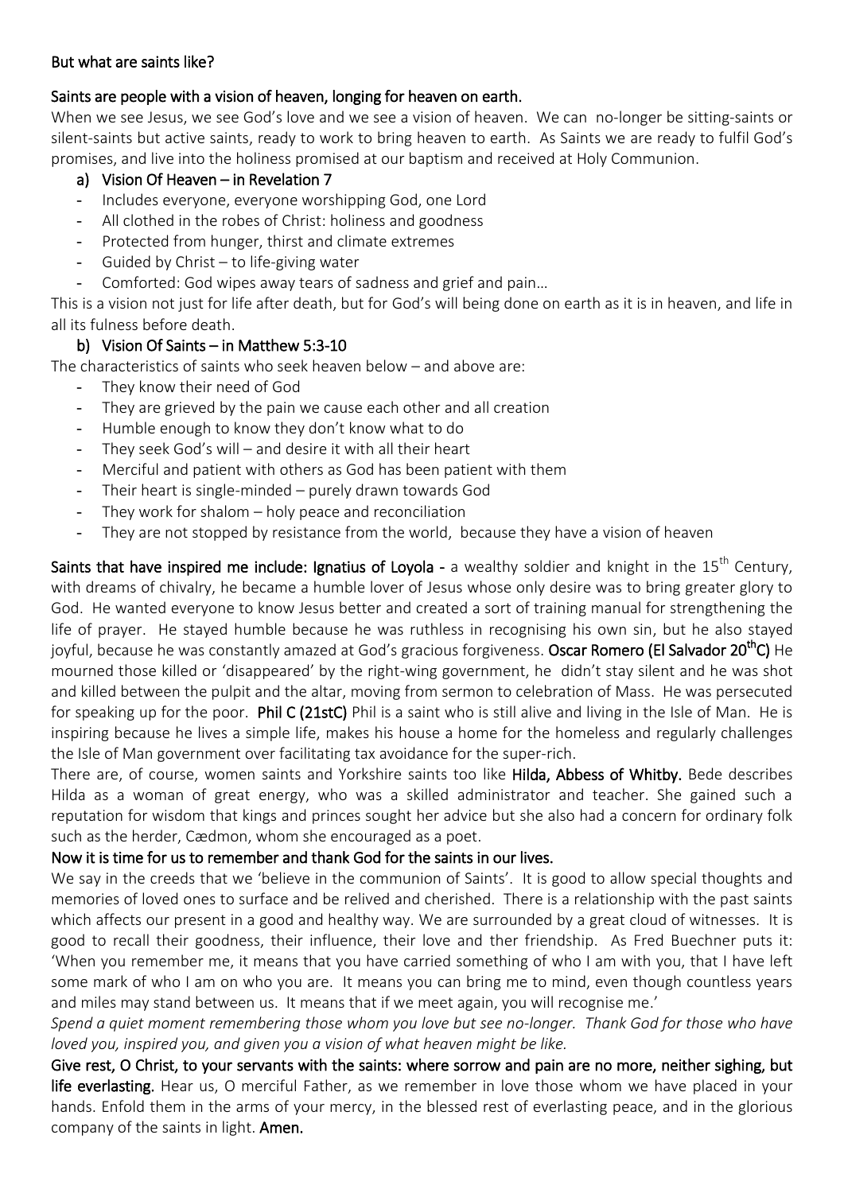**But what are saints like?**

**Saints are people with a vision of heaven, longing for heaven on earth.**

When we see Jesus, we see God's love and we see a vision of heaven. We can no-longer be sitting-saints or silent-saints but active saints, ready to work to bring heaven to earth. As Saints we are ready to fulfil God's promises, and live into the holiness promised at our baptism and received at Holy Communion.

a) **Vision Of Heaven – in Revelation 7**
   - Includes everyone, everyone worshipping God, one Lord
   - All clothed in the robes of Christ: holiness and goodness
   - Protected from hunger, thirst and climate extremes
   - Guided by Christ – to life-giving water
   - Comforted: God wipes away tears of sadness and grief and pain…

This is a vision not just for life after death, but for God's will being done on earth as it is in heaven, and life in all its fulness before death.

b) **Vision Of Saints – in Matthew 5:3-10**

The characteristics of saints who seek heaven below – and above are:

   - They know their need of God
   - They are grieved by the pain we cause each other and all creation
   - Humble enough to know they don't know what to do
   - They seek God's will – and desire it with all their heart
   - Merciful and patient with others as God has been patient with them
   - Their heart is single-minded – purely drawn towards God
   - They work for shalom – holy peace and reconciliation
   - They are not stopped by resistance from the world, because they have a vision of heaven

**Saints that have inspired me include: Ignatius of Loyola -** a wealthy soldier and knight in the 15th Century, with dreams of chivalry, he became a humble lover of Jesus whose only desire was to bring greater glory to God. He wanted everyone to know Jesus better and created a sort of training manual for strengthening the life of prayer. He stayed humble because he was ruthless in recognising his own sin, but he also stayed joyful, because he was constantly amazed at God's gracious forgiveness. **Oscar Romero (El Salvador 20thC)** He mourned those killed or 'disappeared' by the right-wing government, he didn't stay silent and he was shot and killed between the pulpit and the altar, moving from sermon to celebration of Mass. He was persecuted for speaking up for the poor. **Phil C (21stC)** Phil is a saint who is still alive and living in the Isle of Man. He is inspiring because he lives a simple life, makes his house a home for the homeless and regularly challenges the Isle of Man government over facilitating tax avoidance for the super-rich.

There are, of course, women saints and Yorkshire saints too like **Hilda, Abbess of Whitby.** Bede describes Hilda as a woman of great energy, who was a skilled administrator and teacher. She gained such a reputation for wisdom that kings and princes sought her advice but she also had a concern for ordinary folk such as the herder, Cædmon, whom she encouraged as a poet.

**Now it is time for us to remember and thank God for the saints in our lives.**

We say in the creeds that we 'believe in the communion of Saints'. It is good to allow special thoughts and memories of loved ones to surface and be relived and cherished. There is a relationship with the past saints which affects our present in a good and healthy way. We are surrounded by a great cloud of witnesses. It is good to recall their goodness, their influence, their love and ther friendship. As Fred Buechner puts it: 'When you remember me, it means that you have carried something of who I am with you, that I have left some mark of who I am on who you are. It means you can bring me to mind, even though countless years and miles may stand between us. It means that if we meet again, you will recognise me.'

*Spend a quiet moment remembering those whom you love but see no-longer. Thank God for those who have loved you, inspired you, and given you a vision of what heaven might be like.*

**Give rest, O Christ, to your servants with the saints: where sorrow and pain are no more, neither sighing, but life everlasting.** Hear us, O merciful Father, as we remember in love those whom we have placed in your hands. Enfold them in the arms of your mercy, in the blessed rest of everlasting peace, and in the glorious company of the saints in light. **Amen.**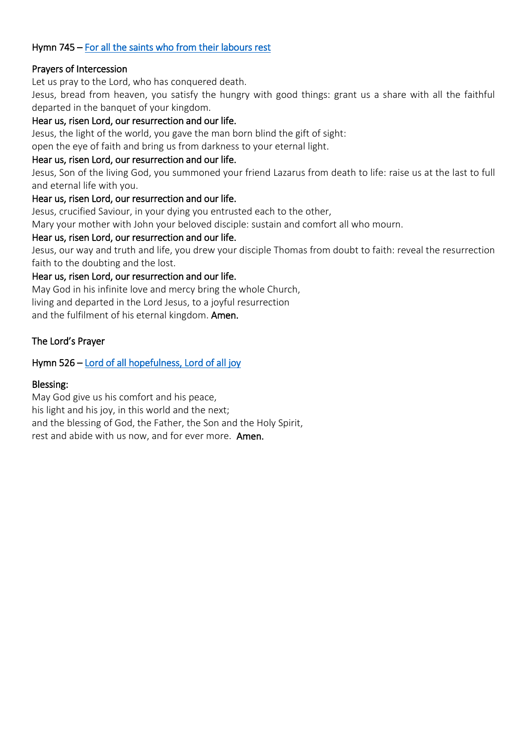Hymn 745 – [For all the saints who from their labours rest]

Prayers of Intercession

Let us pray to the Lord, who has conquered death.

Jesus, bread from heaven, you satisfy the hungry with good things: grant us a share with all the faithful departed in the banquet of your kingdom.

Hear us, risen Lord, our resurrection and our life.

Jesus, the light of the world, you gave the man born blind the gift of sight:
open the eye of faith and bring us from darkness to your eternal light.

Hear us, risen Lord, our resurrection and our life.

Jesus, Son of the living God, you summoned your friend Lazarus from death to life: raise us at the last to full and eternal life with you.

Hear us, risen Lord, our resurrection and our life.

Jesus, crucified Saviour, in your dying you entrusted each to the other,
Mary your mother with John your beloved disciple: sustain and comfort all who mourn.

Hear us, risen Lord, our resurrection and our life.

Jesus, our way and truth and life, you drew your disciple Thomas from doubt to faith: reveal the resurrection faith to the doubting and the lost.

Hear us, risen Lord, our resurrection and our life.

May God in his infinite love and mercy bring the whole Church,
living and departed in the Lord Jesus, to a joyful resurrection
and the fulfilment of his eternal kingdom. **Amen.**

The Lord's Prayer

Hymn 526 – [Lord of all hopefulness, Lord of all joy]

Blessing:

May God give us his comfort and his peace,
his light and his joy, in this world and the next;
and the blessing of God, the Father, the Son and the Holy Spirit,
rest and abide with us now, and for ever more. **Amen.**